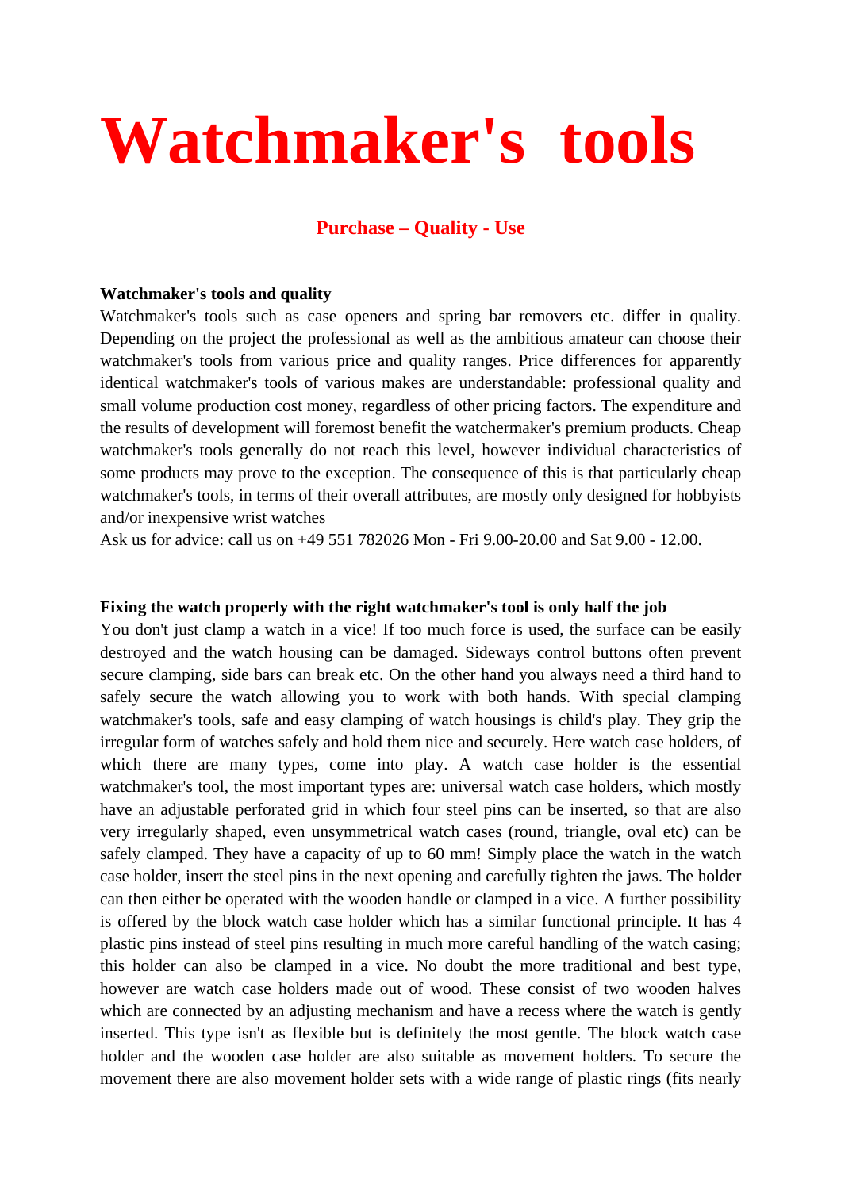# Watchmaker's tools

### Purchase – Quality - Use

**Watchmaker's tools and quality**

Watchmaker's tools such as case openers and spring bar removers etc. differ in quality. Depending on the project the professional as well as the ambitious amateur can choose their watchmaker's tools from various price and quality ranges. Price differences for apparently identical watchmaker's tools of various makes are understandable: professional quality and small volume production cost money, regardless of other pricing factors. The expenditure and the results of development will foremost benefit the watchermaker's premium products. Cheap watchmaker's tools generally do not reach this level, however individual characteristics of some products may prove to the exception. The consequence of this is that particularly cheap watchmaker's tools, in terms of their overall attributes, are mostly only designed for hobbyists and/or inexpensive wrist watches

Ask us for advice: call us on +49 551 782026 Mon - Fri 9.00-20.00 and Sat 9.00 - 12.00.

**Fixing the watch properly with the right watchmaker's tool is only half the job**

You don't just clamp a watch in a vice! If too much force is used, the surface can be easily destroyed and the watch housing can be damaged. Sideways control buttons often prevent secure clamping, side bars can break etc. On the other hand you always need a third hand to safely secure the watch allowing you to work with both hands. With special clamping watchmaker's tools, safe and easy clamping of watch housings is child's play. They grip the irregular form of watches safely and hold them nice and securely. Here watch case holders, of which there are many types, come into play. A watch case holder is the essential watchmaker's tool, the most important types are: universal watch case holders, which mostly have an adjustable perforated grid in which four steel pins can be inserted, so that are also very irregularly shaped, even unsymmetrical watch cases (round, triangle, oval etc) can be safely clamped. They have a capacity of up to 60 mm! Simply place the watch in the watch case holder, insert the steel pins in the next opening and carefully tighten the jaws. The holder can then either be operated with the wooden handle or clamped in a vice. A further possibility is offered by the block watch case holder which has a similar functional principle. It has 4 plastic pins instead of steel pins resulting in much more careful handling of the watch casing; this holder can also be clamped in a vice. No doubt the more traditional and best type, however are watch case holders made out of wood. These consist of two wooden halves which are connected by an adjusting mechanism and have a recess where the watch is gently inserted. This type isn't as flexible but is definitely the most gentle. The block watch case holder and the wooden case holder are also suitable as movement holders. To secure the movement there are also movement holder sets with a wide range of plastic rings (fits nearly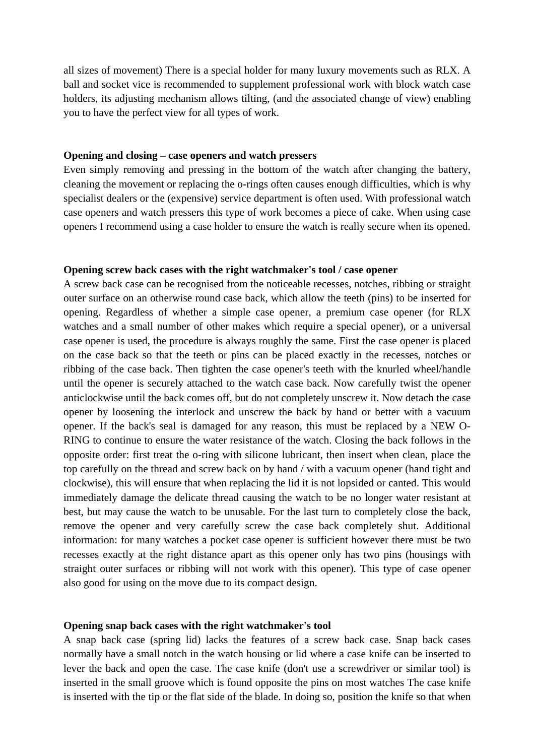all sizes of movement) There is a special holder for many luxury movements such as RLX. A ball and socket vice is recommended to supplement professional work with block watch case holders, its adjusting mechanism allows tilting, (and the associated change of view) enabling you to have the perfect view for all types of work.

**Opening and closing – case openers and watch pressers**

Even simply removing and pressing in the bottom of the watch after changing the battery, cleaning the movement or replacing the o-rings often causes enough difficulties, which is why specialist dealers or the (expensive) service department is often used. With professional watch case openers and watch pressers this type of work becomes a piece of cake. When using case openers I recommend using a case holder to ensure the watch is really secure when its opened.

**Opening screw back cases with the right watchmaker's tool / case opener**

A screw back case can be recognised from the noticeable recesses, notches, ribbing or straight outer surface on an otherwise round case back, which allow the teeth (pins) to be inserted for opening. Regardless of whether a simple case opener, a premium case opener (for RLX watches and a small number of other makes which require a special opener), or a universal case opener is used, the procedure is always roughly the same. First the case opener is placed on the case back so that the teeth or pins can be placed exactly in the recesses, notches or ribbing of the case back. Then tighten the case opener's teeth with the knurled wheel/handle until the opener is securely attached to the watch case back. Now carefully twist the opener anticlockwise until the back comes off, but do not completely unscrew it. Now detach the case opener by loosening the interlock and unscrew the back by hand or better with a vacuum opener. If the back's seal is damaged for any reason, this must be replaced by a NEW O-RING to continue to ensure the water resistance of the watch. Closing the back follows in the opposite order: first treat the o-ring with silicone lubricant, then insert when clean, place the top carefully on the thread and screw back on by hand / with a vacuum opener (hand tight and clockwise), this will ensure that when replacing the lid it is not lopsided or canted. This would immediately damage the delicate thread causing the watch to be no longer water resistant at best, but may cause the watch to be unusable. For the last turn to completely close the back, remove the opener and very carefully screw the case back completely shut. Additional information: for many watches a pocket case opener is sufficient however there must be two recesses exactly at the right distance apart as this opener only has two pins (housings with straight outer surfaces or ribbing will not work with this opener). This type of case opener also good for using on the move due to its compact design.

**Opening snap back cases with the right watchmaker's tool**

A snap back case (spring lid) lacks the features of a screw back case. Snap back cases normally have a small notch in the watch housing or lid where a case knife can be inserted to lever the back and open the case. The case knife (don't use a screwdriver or similar tool) is inserted in the small groove which is found opposite the pins on most watches The case knife is inserted with the tip or the flat side of the blade. In doing so, position the knife so that when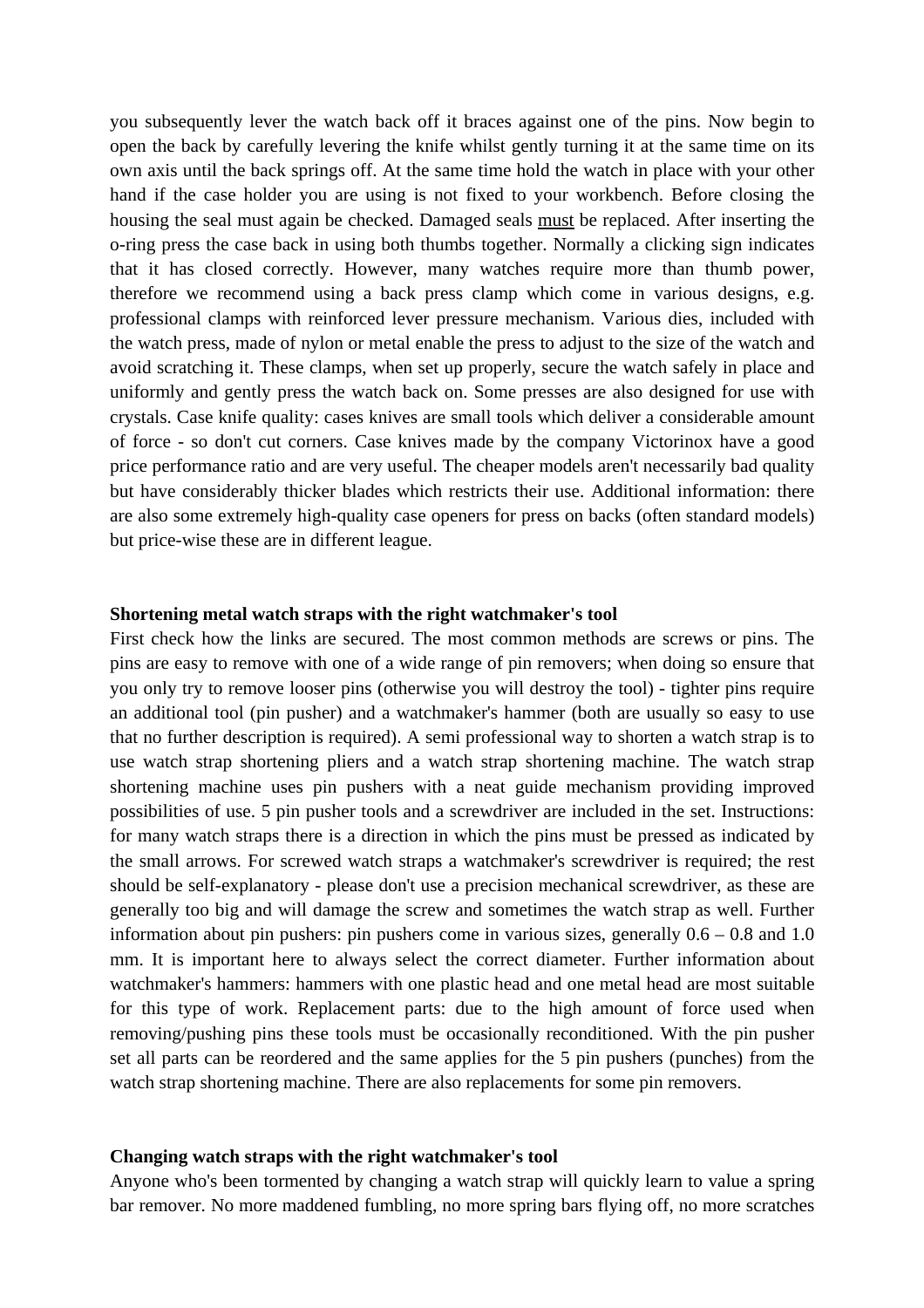you subsequently lever the watch back off it braces against one of the pins. Now begin to open the back by carefully levering the knife whilst gently turning it at the same time on its own axis until the back springs off. At the same time hold the watch in place with your other hand if the case holder you are using is not fixed to your workbench. Before closing the housing the seal must again be checked. Damaged seals <u>must</u> be replaced. After inserting the o-ring press the case back in using both thumbs together. Normally a clicking sign indicates that it has closed correctly. However, many watches require more than thumb power, therefore we recommend using a back press clamp which come in various designs, e.g. professional clamps with reinforced lever pressure mechanism. Various dies, included with the watch press, made of nylon or metal enable the press to adjust to the size of the watch and avoid scratching it. These clamps, when set up properly, secure the watch safely in place and uniformly and gently press the watch back on. Some presses are also designed for use with crystals. Case knife quality: cases knives are small tools which deliver a considerable amount of force - so don't cut corners. Case knives made by the company Victorinox have a good price performance ratio and are very useful. The cheaper models aren't necessarily bad quality but have considerably thicker blades which restricts their use. Additional information: there are also some extremely high-quality case openers for press on backs (often standard models) but price-wise these are in different league.

**Shortening metal watch straps with the right watchmaker's tool**

First check how the links are secured. The most common methods are screws or pins. The pins are easy to remove with one of a wide range of pin removers; when doing so ensure that you only try to remove looser pins (otherwise you will destroy the tool) - tighter pins require an additional tool (pin pusher) and a watchmaker's hammer (both are usually so easy to use that no further description is required). A semi professional way to shorten a watch strap is to use watch strap shortening pliers and a watch strap shortening machine. The watch strap shortening machine uses pin pushers with a neat guide mechanism providing improved possibilities of use. 5 pin pusher tools and a screwdriver are included in the set. Instructions: for many watch straps there is a direction in which the pins must be pressed as indicated by the small arrows. For screwed watch straps a watchmaker's screwdriver is required; the rest should be self-explanatory - please don't use a precision mechanical screwdriver, as these are generally too big and will damage the screw and sometimes the watch strap as well. Further information about pin pushers: pin pushers come in various sizes, generally 0.6 – 0.8 and 1.0 mm. It is important here to always select the correct diameter. Further information about watchmaker's hammers: hammers with one plastic head and one metal head are most suitable for this type of work. Replacement parts: due to the high amount of force used when removing/pushing pins these tools must be occasionally reconditioned. With the pin pusher set all parts can be reordered and the same applies for the 5 pin pushers (punches) from the watch strap shortening machine. There are also replacements for some pin removers.

**Changing watch straps with the right watchmaker's tool**

Anyone who's been tormented by changing a watch strap will quickly learn to value a spring bar remover. No more maddened fumbling, no more spring bars flying off, no more scratches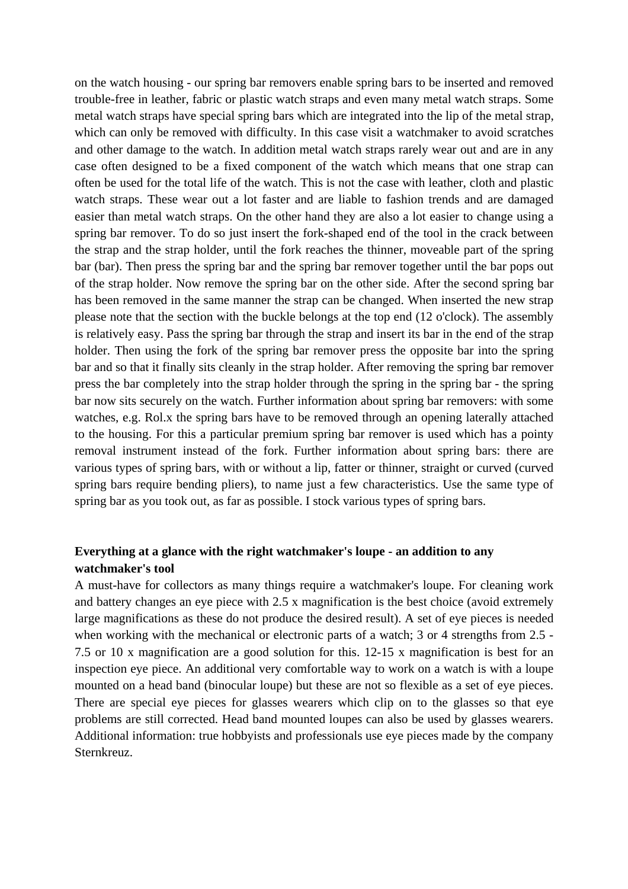on the watch housing - our spring bar removers enable spring bars to be inserted and removed trouble-free in leather, fabric or plastic watch straps and even many metal watch straps. Some metal watch straps have special spring bars which are integrated into the lip of the metal strap, which can only be removed with difficulty. In this case visit a watchmaker to avoid scratches and other damage to the watch. In addition metal watch straps rarely wear out and are in any case often designed to be a fixed component of the watch which means that one strap can often be used for the total life of the watch. This is not the case with leather, cloth and plastic watch straps. These wear out a lot faster and are liable to fashion trends and are damaged easier than metal watch straps. On the other hand they are also a lot easier to change using a spring bar remover. To do so just insert the fork-shaped end of the tool in the crack between the strap and the strap holder, until the fork reaches the thinner, moveable part of the spring bar (bar). Then press the spring bar and the spring bar remover together until the bar pops out of the strap holder. Now remove the spring bar on the other side. After the second spring bar has been removed in the same manner the strap can be changed. When inserted the new strap please note that the section with the buckle belongs at the top end (12 o'clock). The assembly is relatively easy. Pass the spring bar through the strap and insert its bar in the end of the strap holder. Then using the fork of the spring bar remover press the opposite bar into the spring bar and so that it finally sits cleanly in the strap holder. After removing the spring bar remover press the bar completely into the strap holder through the spring in the spring bar - the spring bar now sits securely on the watch. Further information about spring bar removers: with some watches, e.g. Rol.x the spring bars have to be removed through an opening laterally attached to the housing. For this a particular premium spring bar remover is used which has a pointy removal instrument instead of the fork. Further information about spring bars: there are various types of spring bars, with or without a lip, fatter or thinner, straight or curved (curved spring bars require bending pliers), to name just a few characteristics. Use the same type of spring bar as you took out, as far as possible. I stock various types of spring bars.

**Everything at a glance with the right watchmaker's loupe - an addition to any watchmaker's tool**

A must-have for collectors as many things require a watchmaker's loupe. For cleaning work and battery changes an eye piece with 2.5 x magnification is the best choice (avoid extremely large magnifications as these do not produce the desired result). A set of eye pieces is needed when working with the mechanical or electronic parts of a watch; 3 or 4 strengths from 2.5 - 7.5 or 10 x magnification are a good solution for this. 12-15 x magnification is best for an inspection eye piece. An additional very comfortable way to work on a watch is with a loupe mounted on a head band (binocular loupe) but these are not so flexible as a set of eye pieces. There are special eye pieces for glasses wearers which clip on to the glasses so that eye problems are still corrected. Head band mounted loupes can also be used by glasses wearers. Additional information: true hobbyists and professionals use eye pieces made by the company Sternkreuz.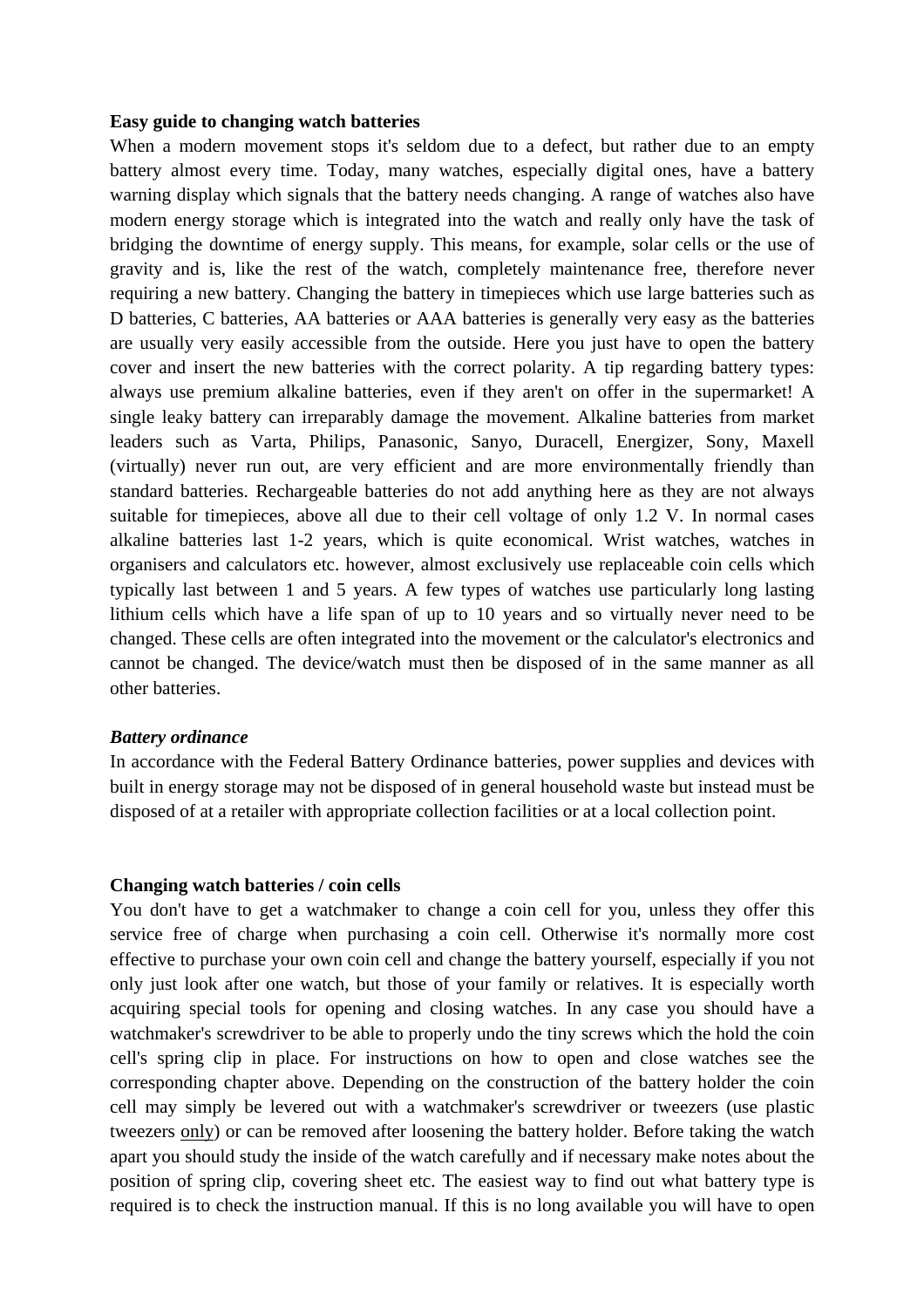**Easy guide to changing watch batteries**

When a modern movement stops it's seldom due to a defect, but rather due to an empty battery almost every time. Today, many watches, especially digital ones, have a battery warning display which signals that the battery needs changing. A range of watches also have modern energy storage which is integrated into the watch and really only have the task of bridging the downtime of energy supply. This means, for example, solar cells or the use of gravity and is, like the rest of the watch, completely maintenance free, therefore never requiring a new battery. Changing the battery in timepieces which use large batteries such as D batteries, C batteries, AA batteries or AAA batteries is generally very easy as the batteries are usually very easily accessible from the outside. Here you just have to open the battery cover and insert the new batteries with the correct polarity. A tip regarding battery types: always use premium alkaline batteries, even if they aren't on offer in the supermarket! A single leaky battery can irreparably damage the movement. Alkaline batteries from market leaders such as Varta, Philips, Panasonic, Sanyo, Duracell, Energizer, Sony, Maxell (virtually) never run out, are very efficient and are more environmentally friendly than standard batteries. Rechargeable batteries do not add anything here as they are not always suitable for timepieces, above all due to their cell voltage of only 1.2 V. In normal cases alkaline batteries last 1-2 years, which is quite economical. Wrist watches, watches in organisers and calculators etc. however, almost exclusively use replaceable coin cells which typically last between 1 and 5 years. A few types of watches use particularly long lasting lithium cells which have a life span of up to 10 years and so virtually never need to be changed. These cells are often integrated into the movement or the calculator's electronics and cannot be changed. The device/watch must then be disposed of in the same manner as all other batteries.

***Battery ordinance***

In accordance with the Federal Battery Ordinance batteries, power supplies and devices with built in energy storage may not be disposed of in general household waste but instead must be disposed of at a retailer with appropriate collection facilities or at a local collection point.

**Changing watch batteries / coin cells**

You don't have to get a watchmaker to change a coin cell for you, unless they offer this service free of charge when purchasing a coin cell. Otherwise it's normally more cost effective to purchase your own coin cell and change the battery yourself, especially if you not only just look after one watch, but those of your family or relatives. It is especially worth acquiring special tools for opening and closing watches. In any case you should have a watchmaker's screwdriver to be able to properly undo the tiny screws which the hold the coin cell's spring clip in place. For instructions on how to open and close watches see the corresponding chapter above. Depending on the construction of the battery holder the coin cell may simply be levered out with a watchmaker's screwdriver or tweezers (use plastic tweezers <u>only</u>) or can be removed after loosening the battery holder. Before taking the watch apart you should study the inside of the watch carefully and if necessary make notes about the position of spring clip, covering sheet etc. The easiest way to find out what battery type is required is to check the instruction manual. If this is no long available you will have to open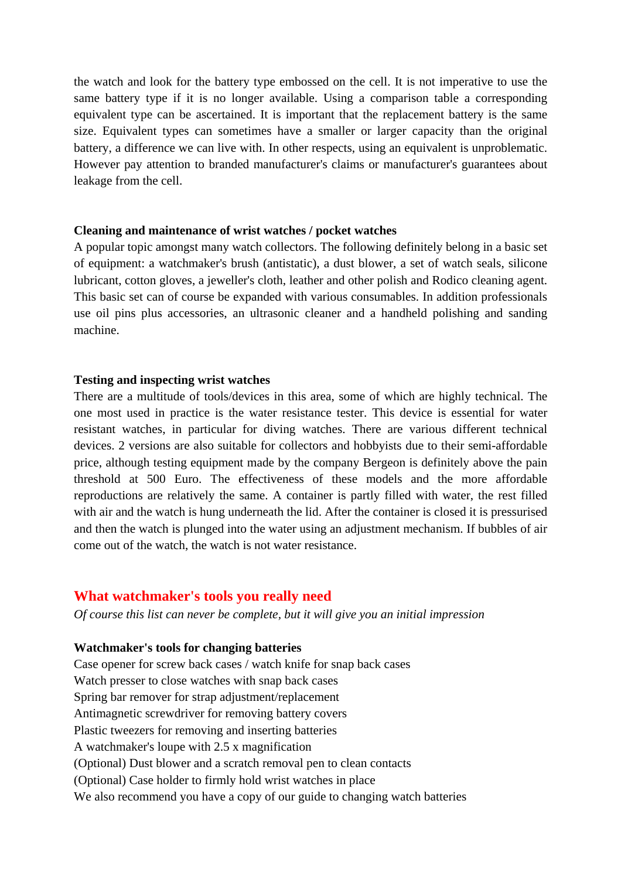the watch and look for the battery type embossed on the cell. It is not imperative to use the same battery type if it is no longer available. Using a comparison table a corresponding equivalent type can be ascertained. It is important that the replacement battery is the same size. Equivalent types can sometimes have a smaller or larger capacity than the original battery, a difference we can live with. In other respects, using an equivalent is unproblematic. However pay attention to branded manufacturer's claims or manufacturer's guarantees about leakage from the cell.

**Cleaning and maintenance of wrist watches / pocket watches**

A popular topic amongst many watch collectors. The following definitely belong in a basic set of equipment: a watchmaker's brush (antistatic), a dust blower, a set of watch seals, silicone lubricant, cotton gloves, a jeweller's cloth, leather and other polish and Rodico cleaning agent. This basic set can of course be expanded with various consumables. In addition professionals use oil pins plus accessories, an ultrasonic cleaner and a handheld polishing and sanding machine.

**Testing and inspecting wrist watches**

There are a multitude of tools/devices in this area, some of which are highly technical. The one most used in practice is the water resistance tester. This device is essential for water resistant watches, in particular for diving watches. There are various different technical devices. 2 versions are also suitable for collectors and hobbyists due to their semi-affordable price, although testing equipment made by the company Bergeon is definitely above the pain threshold at 500 Euro. The effectiveness of these models and the more affordable reproductions are relatively the same. A container is partly filled with water, the rest filled with air and the watch is hung underneath the lid. After the container is closed it is pressurised and then the watch is plunged into the water using an adjustment mechanism. If bubbles of air come out of the watch, the watch is not water resistance.

## What watchmaker's tools you really need

*Of course this list can never be complete, but it will give you an initial impression*

**Watchmaker's tools for changing batteries**

Case opener for screw back cases / watch knife for snap back cases
Watch presser to close watches with snap back cases
Spring bar remover for strap adjustment/replacement
Antimagnetic screwdriver for removing battery covers
Plastic tweezers for removing and inserting batteries
A watchmaker's loupe with 2.5 x magnification
(Optional) Dust blower and a scratch removal pen to clean contacts
(Optional) Case holder to firmly hold wrist watches in place
We also recommend you have a copy of our guide to changing watch batteries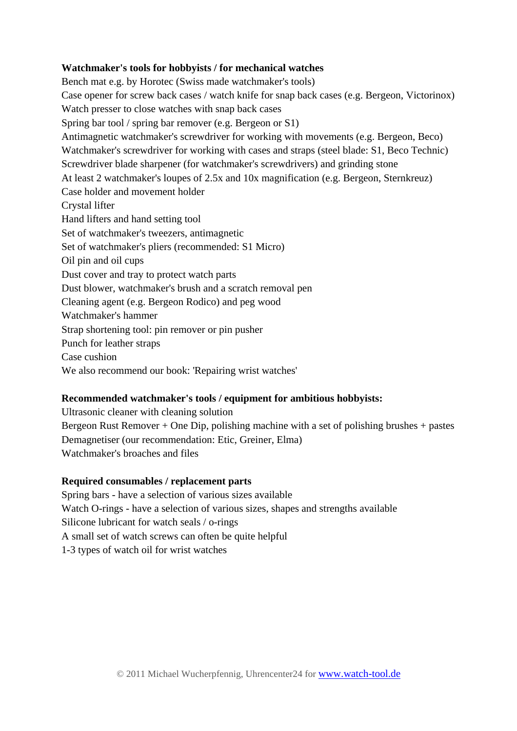**Watchmaker's tools for hobbyists / for mechanical watches**

Bench mat e.g. by Horotec (Swiss made watchmaker's tools)
Case opener for screw back cases / watch knife for snap back cases (e.g. Bergeon, Victorinox)
Watch presser to close watches with snap back cases
Spring bar tool / spring bar remover (e.g. Bergeon or S1)
Antimagnetic watchmaker's screwdriver for working with movements (e.g. Bergeon, Beco)
Watchmaker's screwdriver for working with cases and straps (steel blade: S1, Beco Technic)
Screwdriver blade sharpener (for watchmaker's screwdrivers) and grinding stone
At least 2 watchmaker's loupes of 2.5x and 10x magnification (e.g. Bergeon, Sternkreuz)
Case holder and movement holder
Crystal lifter
Hand lifters and hand setting tool
Set of watchmaker's tweezers, antimagnetic
Set of watchmaker's pliers (recommended: S1 Micro)
Oil pin and oil cups
Dust cover and tray to protect watch parts
Dust blower, watchmaker's brush and a scratch removal pen
Cleaning agent (e.g. Bergeon Rodico) and peg wood
Watchmaker's hammer
Strap shortening tool: pin remover or pin pusher
Punch for leather straps
Case cushion
We also recommend our book: 'Repairing wrist watches'

**Recommended watchmaker's tools / equipment for ambitious hobbyists:**

Ultrasonic cleaner with cleaning solution
Bergeon Rust Remover + One Dip, polishing machine with a set of polishing brushes + pastes
Demagnetiser (our recommendation: Etic, Greiner, Elma)
Watchmaker's broaches and files

**Required consumables / replacement parts**

Spring bars - have a selection of various sizes available
Watch O-rings - have a selection of various sizes, shapes and strengths available
Silicone lubricant for watch seals / o-rings
A small set of watch screws can often be quite helpful
1-3 types of watch oil for wrist watches

© 2011 Michael Wucherpfennig, Uhrencenter24 for www.watch-tool.de